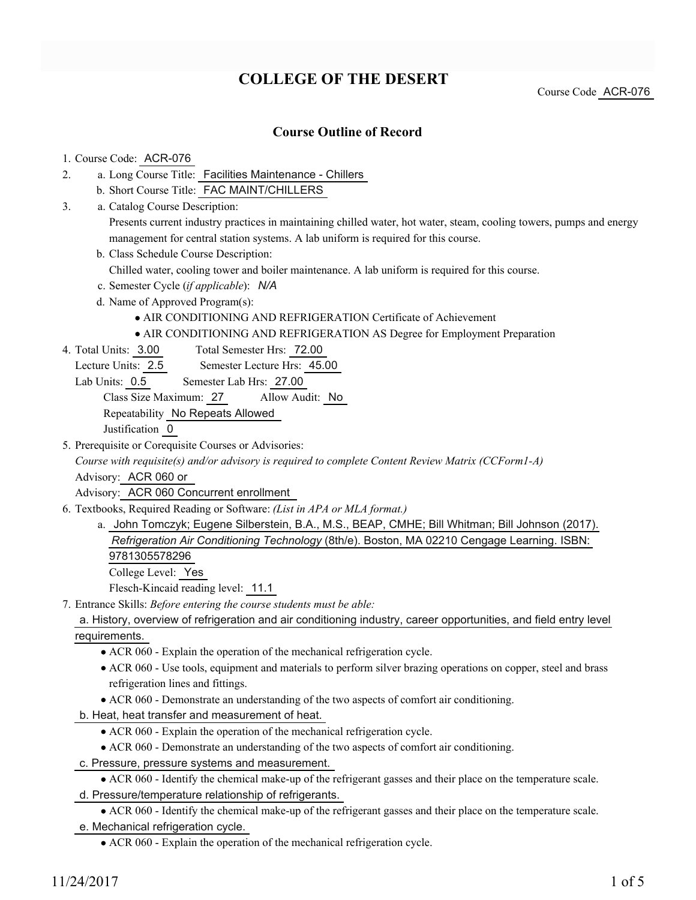# COLLEGE OF THE DESERT

Course Code ACR-076

## Course Outline of Record

1. Course Code: ACR-076
2. a. Long Course Title: Facilities Maintenance - Chillers
   b. Short Course Title: FAC MAINT/CHILLERS
3. a. Catalog Course Description:
   Presents current industry practices in maintaining chilled water, hot water, steam, cooling towers, pumps and energy management for central station systems. A lab uniform is required for this course.
   b. Class Schedule Course Description:
   Chilled water, cooling tower and boiler maintenance. A lab uniform is required for this course.
   c. Semester Cycle (*if applicable*): *N/A*
   d. Name of Approved Program(s):
      - AIR CONDITIONING AND REFRIGERATION Certificate of Achievement
      - AIR CONDITIONING AND REFRIGERATION AS Degree for Employment Preparation
4. Total Units: 3.00 Total Semester Hrs: 72.00
   Lecture Units: 2.5 Semester Lecture Hrs: 45.00
   Lab Units: 0.5 Semester Lab Hrs: 27.00
   Class Size Maximum: 27 Allow Audit: No
   Repeatability No Repeats Allowed
   Justification 0
5. Prerequisite or Corequisite Courses or Advisories:
   *Course with requisite(s) and/or advisory is required to complete Content Review Matrix (CCForm1-A)*
   Advisory: ACR 060 or
   Advisory: ACR 060 Concurrent enrollment
6. Textbooks, Required Reading or Software: *(List in APA or MLA format.)*
   a. John Tomczyk; Eugene Silberstein, B.A., M.S., BEAP, CMHE; Bill Whitman; Bill Johnson (2017). *Refrigeration Air Conditioning Technology* (8th/e). Boston, MA 02210 Cengage Learning. ISBN: 9781305578296
   College Level: Yes
   Flesch-Kincaid reading level: 11.1
7. Entrance Skills: *Before entering the course students must be able:*
   a. History, overview of refrigeration and air conditioning industry, career opportunities, and field entry level requirements.
      - ACR 060 - Explain the operation of the mechanical refrigeration cycle.
      - ACR 060 - Use tools, equipment and materials to perform silver brazing operations on copper, steel and brass refrigeration lines and fittings.
      - ACR 060 - Demonstrate an understanding of the two aspects of comfort air conditioning.

   b. Heat, heat transfer and measurement of heat.
      - ACR 060 - Explain the operation of the mechanical refrigeration cycle.
      - ACR 060 - Demonstrate an understanding of the two aspects of comfort air conditioning.

   c. Pressure, pressure systems and measurement.
      - ACR 060 - Identify the chemical make-up of the refrigerant gasses and their place on the temperature scale.

   d. Pressure/temperature relationship of refrigerants.
      - ACR 060 - Identify the chemical make-up of the refrigerant gasses and their place on the temperature scale.

   e. Mechanical refrigeration cycle.
      - ACR 060 - Explain the operation of the mechanical refrigeration cycle.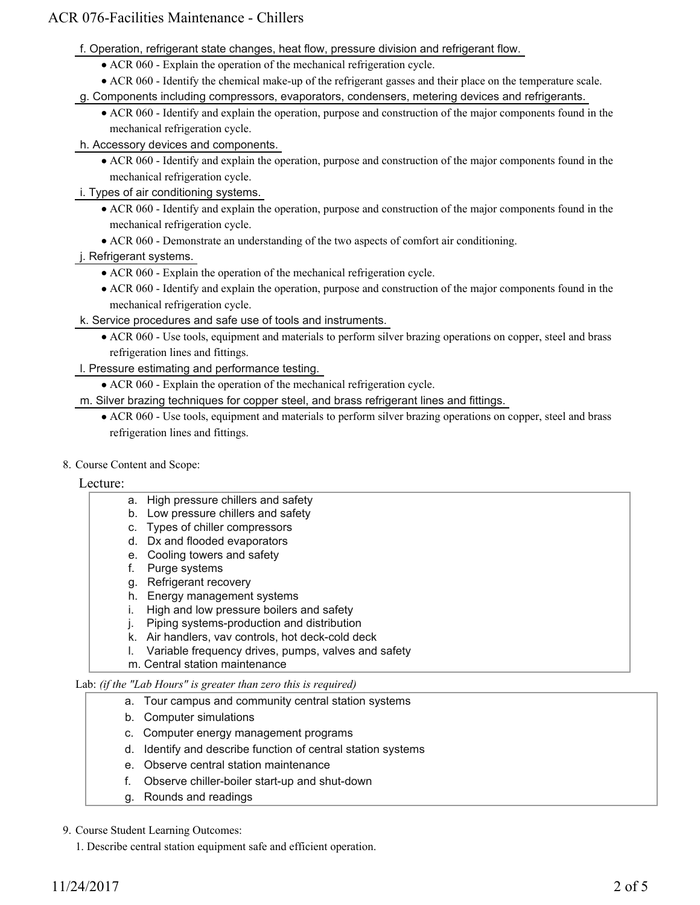f. Operation, refrigerant state changes, heat flow, pressure division and refrigerant flow.

- ACR 060 - Explain the operation of the mechanical refrigeration cycle.
- ACR 060 - Identify the chemical make-up of the refrigerant gasses and their place on the temperature scale.

g. Components including compressors, evaporators, condensers, metering devices and refrigerants.

- ACR 060 - Identify and explain the operation, purpose and construction of the major components found in the mechanical refrigeration cycle.

h. Accessory devices and components.

- ACR 060 - Identify and explain the operation, purpose and construction of the major components found in the mechanical refrigeration cycle.

i. Types of air conditioning systems.

- ACR 060 - Identify and explain the operation, purpose and construction of the major components found in the mechanical refrigeration cycle.
- ACR 060 - Demonstrate an understanding of the two aspects of comfort air conditioning.

j. Refrigerant systems.

- ACR 060 - Explain the operation of the mechanical refrigeration cycle.
- ACR 060 - Identify and explain the operation, purpose and construction of the major components found in the mechanical refrigeration cycle.

k. Service procedures and safe use of tools and instruments.

- ACR 060 - Use tools, equipment and materials to perform silver brazing operations on copper, steel and brass refrigeration lines and fittings.

l. Pressure estimating and performance testing.

- ACR 060 - Explain the operation of the mechanical refrigeration cycle.

m. Silver brazing techniques for copper steel, and brass refrigerant lines and fittings.

- ACR 060 - Use tools, equipment and materials to perform silver brazing operations on copper, steel and brass refrigeration lines and fittings.

8. Course Content and Scope:

Lecture:

a. High pressure chillers and safety
b. Low pressure chillers and safety
c. Types of chiller compressors
d. Dx and flooded evaporators
e. Cooling towers and safety
f. Purge systems
g. Refrigerant recovery
h. Energy management systems
i. High and low pressure boilers and safety
j. Piping systems-production and distribution
k. Air handlers, vav controls, hot deck-cold deck
l. Variable frequency drives, pumps, valves and safety
m. Central station maintenance

Lab: *(if the "Lab Hours" is greater than zero this is required)*

a. Tour campus and community central station systems
b. Computer simulations
c. Computer energy management programs
d. Identify and describe function of central station systems
e. Observe central station maintenance
f. Observe chiller-boiler start-up and shut-down
g. Rounds and readings

9. Course Student Learning Outcomes:

1. Describe central station equipment safe and efficient operation.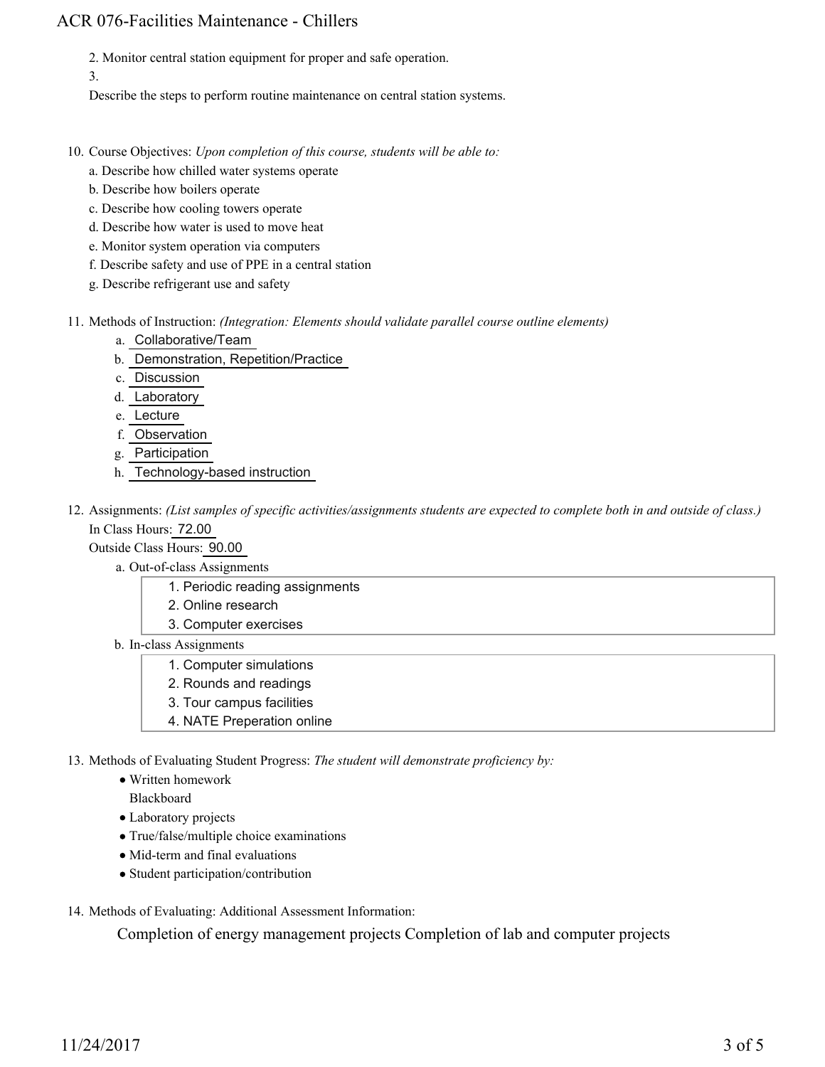2. Monitor central station equipment for proper and safe operation.

3.

Describe the steps to perform routine maintenance on central station systems.

10. Course Objectives: *Upon completion of this course, students will be able to:*
    a. Describe how chilled water systems operate
    b. Describe how boilers operate
    c. Describe how cooling towers operate
    d. Describe how water is used to move heat
    e. Monitor system operation via computers
    f. Describe safety and use of PPE in a central station
    g. Describe refrigerant use and safety

11. Methods of Instruction: *(Integration: Elements should validate parallel course outline elements)*
    a. Collaborative/Team
    b. Demonstration, Repetition/Practice
    c. Discussion
    d. Laboratory
    e. Lecture
    f. Observation
    g. Participation
    h. Technology-based instruction

12. Assignments: *(List samples of specific activities/assignments students are expected to complete both in and outside of class.)*
    In Class Hours: 72.00
    Outside Class Hours: 90.00
    a. Out-of-class Assignments
        1. Periodic reading assignments
        2. Online research
        3. Computer exercises
    b. In-class Assignments
        1. Computer simulations
        2. Rounds and readings
        3. Tour campus facilities
        4. NATE Preperation online

13. Methods of Evaluating Student Progress: *The student will demonstrate proficiency by:*
    - Written homework
      Blackboard
    - Laboratory projects
    - True/false/multiple choice examinations
    - Mid-term and final evaluations
    - Student participation/contribution

14. Methods of Evaluating: Additional Assessment Information:

    Completion of energy management projects Completion of lab and computer projects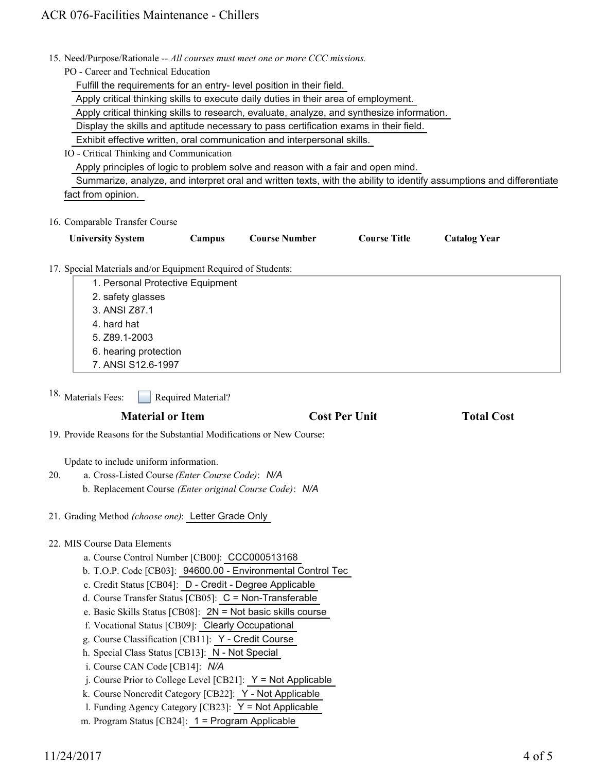15. Need/Purpose/Rationale -- *All courses must meet one or more CCC missions.*

    PO - Career and Technical Education

    Fulfill the requirements for an entry- level position in their field.

    Apply critical thinking skills to execute daily duties in their area of employment.

    Apply critical thinking skills to research, evaluate, analyze, and synthesize information.

    Display the skills and aptitude necessary to pass certification exams in their field.

    Exhibit effective written, oral communication and interpersonal skills.

    IO - Critical Thinking and Communication

    Apply principles of logic to problem solve and reason with a fair and open mind.

    Summarize, analyze, and interpret oral and written texts, with the ability to identify assumptions and differentiate fact from opinion.

16. Comparable Transfer Course

| University System | Campus | Course Number | Course Title | Catalog Year |
|---|---|---|---|---|

17. Special Materials and/or Equipment Required of Students:

    1. Personal Protective Equipment
    2. safety glasses
    3. ANSI Z87.1
    4. hard hat
    5. Z89.1-2003
    6. hearing protection
    7. ANSI S12.6-1997

18. Materials Fees: ☐ Required Material?

| Material or Item | Cost Per Unit | Total Cost |
|---|---|---|

19. Provide Reasons for the Substantial Modifications or New Course:

    Update to include uniform information.

20. a. Cross-Listed Course *(Enter Course Code)*: *N/A*

    b. Replacement Course *(Enter original Course Code)*: *N/A*

21. Grading Method *(choose one)*: Letter Grade Only

22. MIS Course Data Elements

    a. Course Control Number [CB00]: CCC000513168

    b. T.O.P. Code [CB03]: 94600.00 - Environmental Control Tec

    c. Credit Status [CB04]: D - Credit - Degree Applicable

    d. Course Transfer Status [CB05]: C = Non-Transferable

    e. Basic Skills Status [CB08]: 2N = Not basic skills course

    f. Vocational Status [CB09]: Clearly Occupational

    g. Course Classification [CB11]: Y - Credit Course

    h. Special Class Status [CB13]: N - Not Special

    i. Course CAN Code [CB14]: *N/A*

    j. Course Prior to College Level [CB21]: Y = Not Applicable

    k. Course Noncredit Category [CB22]: Y - Not Applicable

    l. Funding Agency Category [CB23]: Y = Not Applicable

    m. Program Status [CB24]: 1 = Program Applicable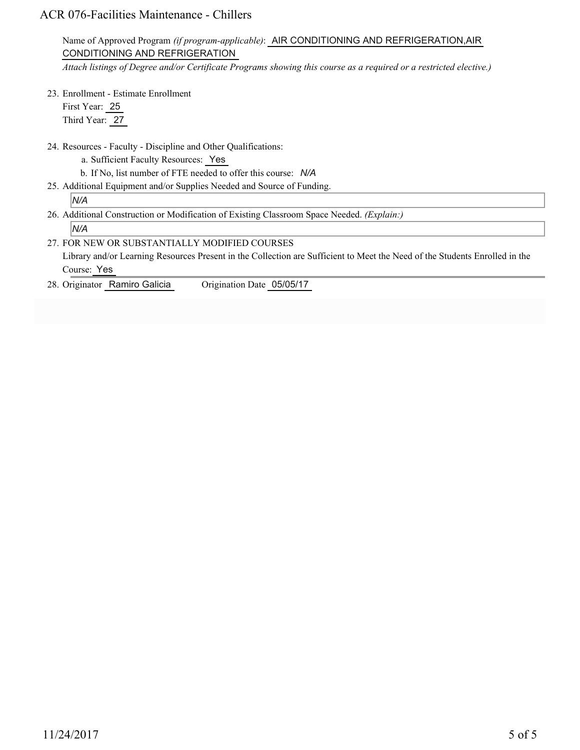Name of Approved Program *(if program-applicable)*: AIR CONDITIONING AND REFRIGERATION,AIR CONDITIONING AND REFRIGERATION

*Attach listings of Degree and/or Certificate Programs showing this course as a required or a restricted elective.)*

23. Enrollment - Estimate Enrollment

    First Year: 25

    Third Year: 27

24. Resources - Faculty - Discipline and Other Qualifications:

    a. Sufficient Faculty Resources: Yes

    b. If No, list number of FTE needed to offer this course: *N/A*

25. Additional Equipment and/or Supplies Needed and Source of Funding.

    *N/A*

26. Additional Construction or Modification of Existing Classroom Space Needed. *(Explain:)*

    *N/A*

27. FOR NEW OR SUBSTANTIALLY MODIFIED COURSES

    Library and/or Learning Resources Present in the Collection are Sufficient to Meet the Need of the Students Enrolled in the Course: Yes

28. Originator Ramiro Galicia Origination Date 05/05/17